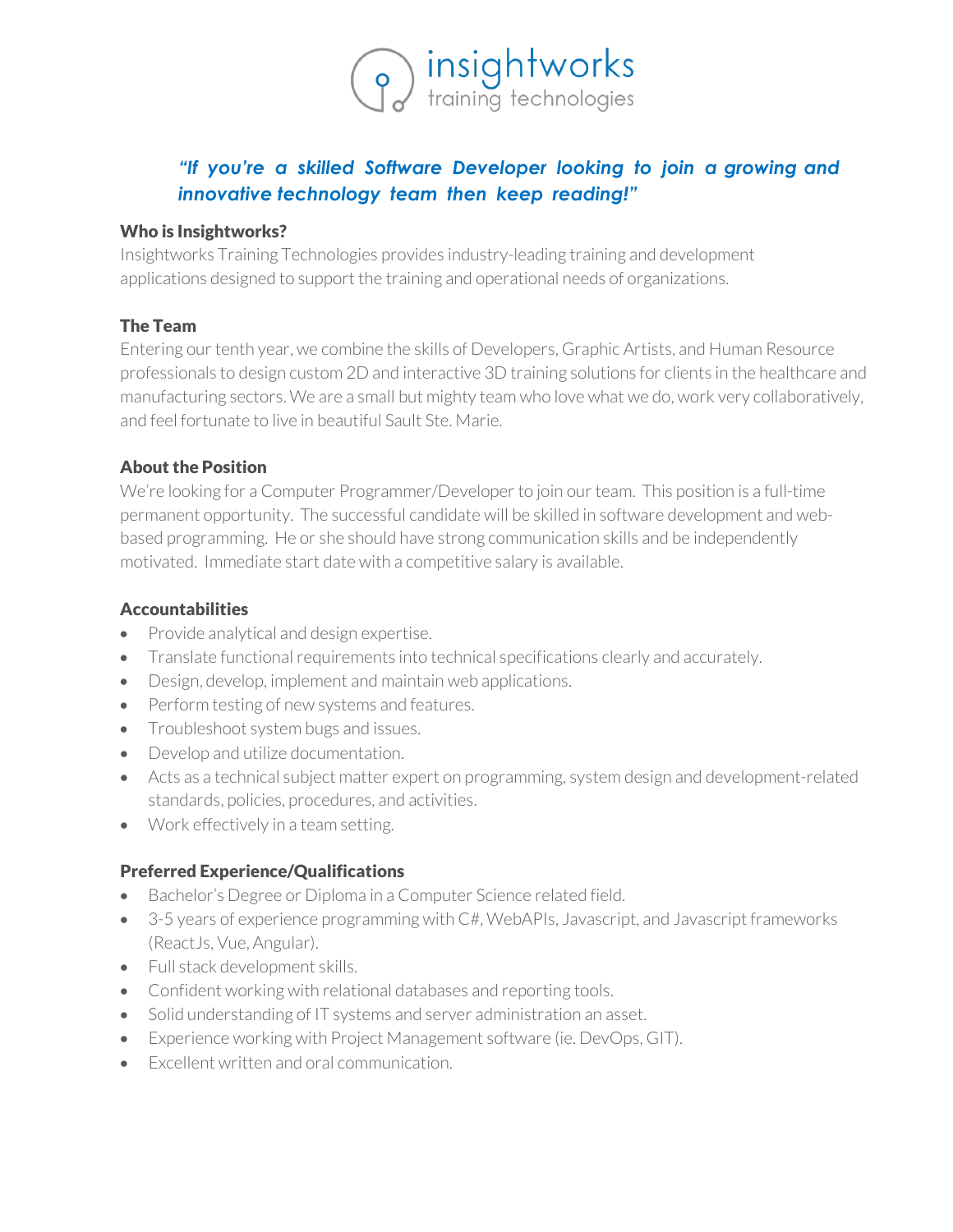insightworks
training technologies

***"If you're a skilled Software Developer looking to join a growing and innovative technology team then keep reading!"***

### Who is Insightworks?

Insightworks Training Technologies provides industry-leading training and development applications designed to support the training and operational needs of organizations.

### The Team

Entering our tenth year, we combine the skills of Developers, Graphic Artists, and Human Resource professionals to design custom 2D and interactive 3D training solutions for clients in the healthcare and manufacturing sectors. We are a small but mighty team who love what we do, work very collaboratively, and feel fortunate to live in beautiful Sault Ste. Marie.

### About the Position

We're looking for a Computer Programmer/Developer to join our team. This position is a full-time permanent opportunity. The successful candidate will be skilled in software development and web-based programming. He or she should have strong communication skills and be independently motivated. Immediate start date with a competitive salary is available.

### Accountabilities

- Provide analytical and design expertise.
- Translate functional requirements into technical specifications clearly and accurately.
- Design, develop, implement and maintain web applications.
- Perform testing of new systems and features.
- Troubleshoot system bugs and issues.
- Develop and utilize documentation.
- Acts as a technical subject matter expert on programming, system design and development-related standards, policies, procedures, and activities.
- Work effectively in a team setting.

### Preferred Experience/Qualifications

- Bachelor's Degree or Diploma in a Computer Science related field.
- 3-5 years of experience programming with C#, WebAPIs, Javascript, and Javascript frameworks (ReactJs, Vue, Angular).
- Full stack development skills.
- Confident working with relational databases and reporting tools.
- Solid understanding of IT systems and server administration an asset.
- Experience working with Project Management software (ie. DevOps, GIT).
- Excellent written and oral communication.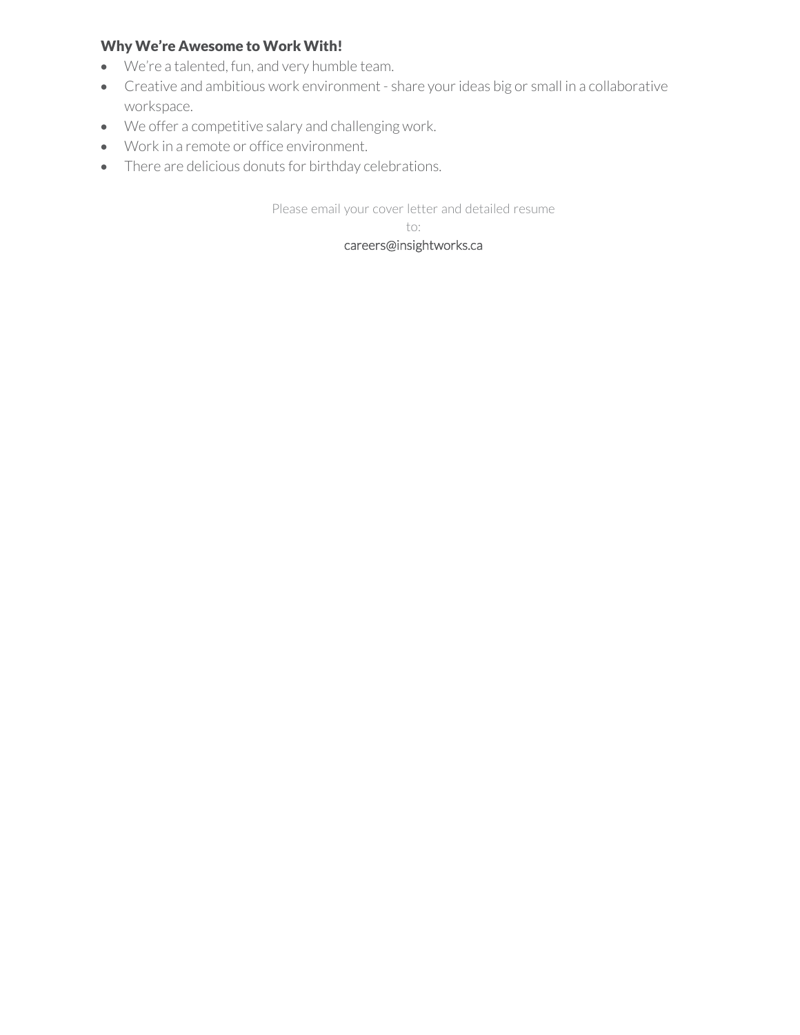**Why We're Awesome to Work With!**

- We're a talented, fun, and very humble team.
- Creative and ambitious work environment - share your ideas big or small in a collaborative workspace.
- We offer a competitive salary and challenging work.
- Work in a remote or office environment.
- There are delicious donuts for birthday celebrations.

Please email your cover letter and detailed resume to:
careers@insightworks.ca